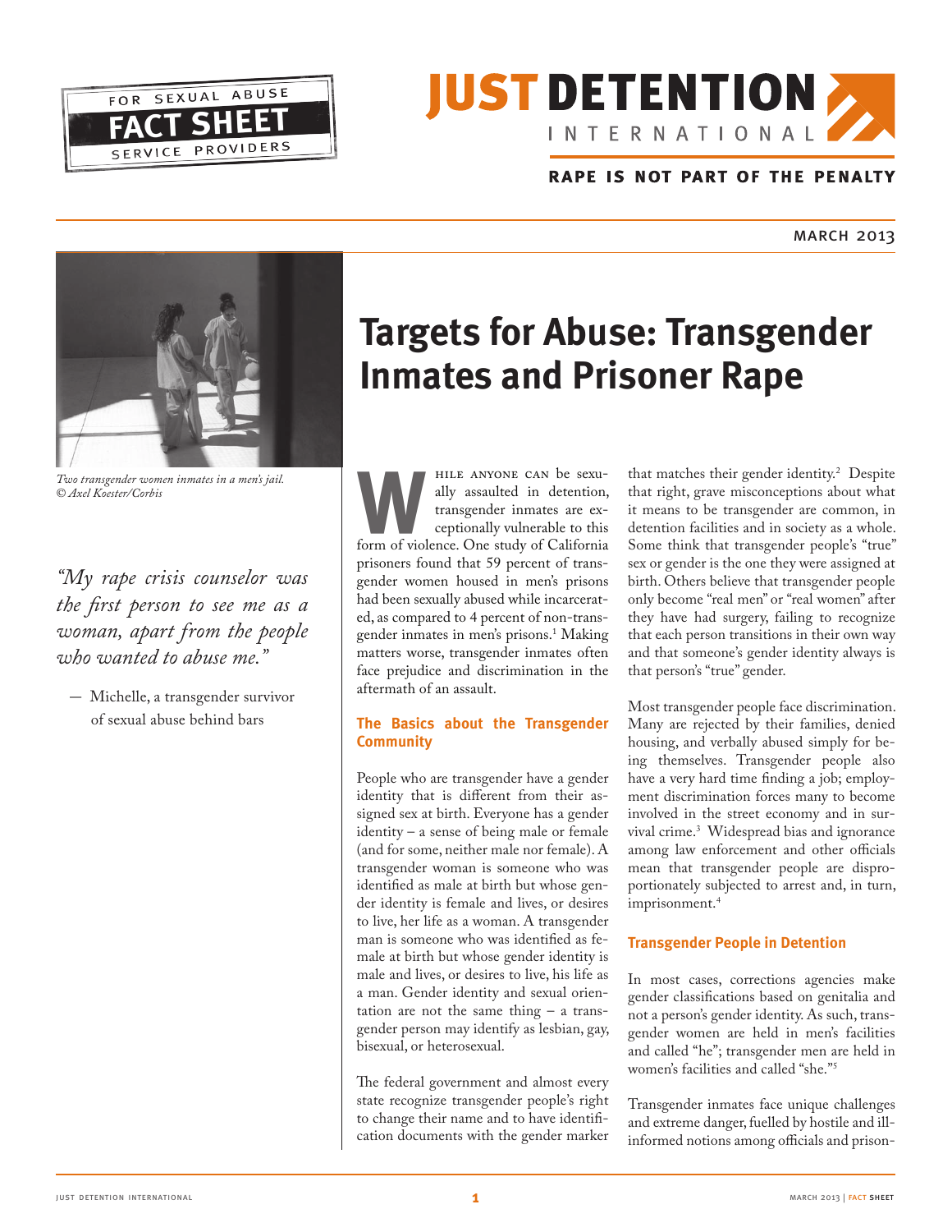FOR SEXUAL ABUSE **FACT SHEET** SERVICE PROVIDERS

**JUST DETENTION INTERNATIONAL**

**RAPE IS NOT PART OF THE PENALTY**

MARCH 2013

*Two transgender women inmates in a men's jail. © Axel Koester/Corbis*

*"My rape crisis counselor was the first person to see me as a woman, apart from the people who wanted to abuse me."*

— Michelle, a transgender survivor of sexual abuse behind bars

# Targets for Abuse: Transgender Inmates and Prisoner Rape

While anyone can be sexually assaulted in detention, transgender inmates are exceptionally vulnerable to this form of violence. One study of California prisoners found that 59 percent of transgender women housed in men's prisons had been sexually abused while incarcerated, as compared to 4 percent of non-transgender inmates in men's prisons.[1] Making matters worse, transgender inmates often face prejudice and discrimination in the aftermath of an assault.

## The Basics about the Transgender Community

People who are transgender have a gender identity that is different from their assigned sex at birth. Everyone has a gender identity – a sense of being male or female (and for some, neither male nor female). A transgender woman is someone who was identified as male at birth but whose gender identity is female and lives, or desires to live, her life as a woman. A transgender man is someone who was identified as female at birth but whose gender identity is male and lives, or desires to live, his life as a man. Gender identity and sexual orientation are not the same thing – a transgender person may identify as lesbian, gay, bisexual, or heterosexual.

The federal government and almost every state recognize transgender people's right to change their name and to have identification documents with the gender marker that matches their gender identity.[2] Despite that right, grave misconceptions about what it means to be transgender are common, in detention facilities and in society as a whole. Some think that transgender people's "true" sex or gender is the one they were assigned at birth. Others believe that transgender people only become "real men" or "real women" after they have had surgery, failing to recognize that each person transitions in their own way and that someone's gender identity always is that person's "true" gender.

Most transgender people face discrimination. Many are rejected by their families, denied housing, and verbally abused simply for being themselves. Transgender people also have a very hard time finding a job; employment discrimination forces many to become involved in the street economy and in survival crime.[3] Widespread bias and ignorance among law enforcement and other officials mean that transgender people are disproportionately subjected to arrest and, in turn, imprisonment.[4]

## Transgender People in Detention

In most cases, corrections agencies make gender classifications based on genitalia and not a person's gender identity. As such, transgender women are held in men's facilities and called "he"; transgender men are held in women's facilities and called "she."[5]

Transgender inmates face unique challenges and extreme danger, fuelled by hostile and ill-informed notions among officials and prison-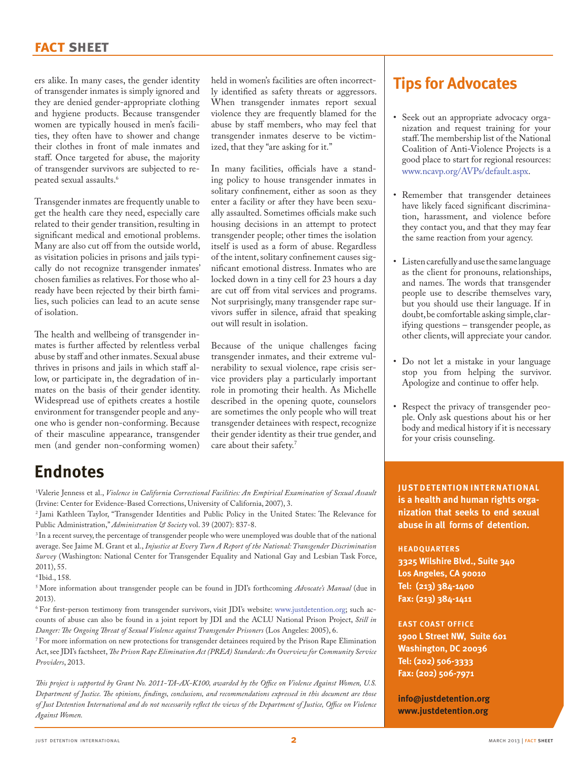ers alike. In many cases, the gender identity of transgender inmates is simply ignored and they are denied gender-appropriate clothing and hygiene products. Because transgender women are typically housed in men's facilities, they often have to shower and change their clothes in front of male inmates and staff. Once targeted for abuse, the majority of transgender survivors are subjected to repeated sexual assaults.[6]

Transgender inmates are frequently unable to get the health care they need, especially care related to their gender transition, resulting in significant medical and emotional problems. Many are also cut off from the outside world, as visitation policies in prisons and jails typically do not recognize transgender inmates' chosen families as relatives. For those who already have been rejected by their birth families, such policies can lead to an acute sense of isolation.

The health and wellbeing of transgender inmates is further affected by relentless verbal abuse by staff and other inmates. Sexual abuse thrives in prisons and jails in which staff allow, or participate in, the degradation of inmates on the basis of their gender identity. Widespread use of epithets creates a hostile environment for transgender people and anyone who is gender non-conforming. Because of their masculine appearance, transgender men (and gender non-conforming women) held in women's facilities are often incorrectly identified as safety threats or aggressors. When transgender inmates report sexual violence they are frequently blamed for the abuse by staff members, who may feel that transgender inmates deserve to be victimized, that they "are asking for it."

In many facilities, officials have a standing policy to house transgender inmates in solitary confinement, either as soon as they enter a facility or after they have been sexually assaulted. Sometimes officials make such housing decisions in an attempt to protect transgender people; other times the isolation itself is used as a form of abuse. Regardless of the intent, solitary confinement causes significant emotional distress. Inmates who are locked down in a tiny cell for 23 hours a day are cut off from vital services and programs. Not surprisingly, many transgender rape survivors suffer in silence, afraid that speaking out will result in isolation.

Because of the unique challenges facing transgender inmates, and their extreme vulnerability to sexual violence, rape crisis service providers play a particularly important role in promoting their health. As Michelle described in the opening quote, counselors are sometimes the only people who will treat transgender detainees with respect, recognize their gender identity as their true gender, and care about their safety.[7]

## Tips for Advocates

- Seek out an appropriate advocacy organization and request training for your staff. The membership list of the National Coalition of Anti-Violence Projects is a good place to start for regional resources: www.ncavp.org/AVPs/default.aspx.
- Remember that transgender detainees have likely faced significant discrimination, harassment, and violence before they contact you, and that they may fear the same reaction from your agency.
- Listen carefully and use the same language as the client for pronouns, relationships, and names. The words that transgender people use to describe themselves vary, but you should use their language. If in doubt, be comfortable asking simple, clarifying questions – transgender people, as other clients, will appreciate your candor.
- Do not let a mistake in your language stop you from helping the survivor. Apologize and continue to offer help.
- Respect the privacy of transgender people. Only ask questions about his or her body and medical history if it is necessary for your crisis counseling.

## Endnotes

[1] Valerie Jenness et al., *Violence in California Correctional Facilities: An Empirical Examination of Sexual Assault* (Irvine: Center for Evidence-Based Corrections, University of California, 2007), 3.

[2] Jami Kathleen Taylor, "Transgender Identities and Public Policy in the United States: The Relevance for Public Administration," *Administration & Society* vol. 39 (2007): 837-8.

[3] In a recent survey, the percentage of transgender people who were unemployed was double that of the national average. See Jaime M. Grant et al., *Injustice at Every Turn A Report of the National: Transgender Discrimination Survey* (Washington: National Center for Transgender Equality and National Gay and Lesbian Task Force, 2011), 55.

[4] Ibid., 158.

[5] More information about transgender people can be found in JDI's forthcoming *Advocate's Manual* (due in 2013).

[6] For first-person testimony from transgender survivors, visit JDI's website: www.justdetention.org; such accounts of abuse can also be found in a joint report by JDI and the ACLU National Prison Project, *Still in Danger: The Ongoing Threat of Sexual Violence against Transgender Prisoners* (Los Angeles: 2005), 6.

[7] For more information on new protections for transgender detainees required by the Prison Rape Elimination Act, see JDI's factsheet, *The Prison Rape Elimination Act (PREA) Standards: An Overview for Community Service Providers*, 2013.

*This project is supported by Grant No. 2011-TA-AX-K100, awarded by the Office on Violence Against Women, U.S. Department of Justice. The opinions, findings, conclusions, and recommendations expressed in this document are those of Just Detention International and do not necessarily reflect the views of the Department of Justice, Office on Violence Against Women.*

**JUST DETENTION INTERNATIONAL is a health and human rights organization that seeks to end sexual abuse in all forms of detention.**

**HEADQUARTERS**
**3325 Wilshire Blvd., Suite 340**
**Los Angeles, CA 90010**
**Tel: (213) 384-1400**
**Fax: (213) 384-1411**

**EAST COAST OFFICE**
**1900 L Street NW, Suite 601**
**Washington, DC 20036**
**Tel: (202) 506-3333**
**Fax: (202) 506-7971**

**info@justdetention.org**
**www.justdetention.org**